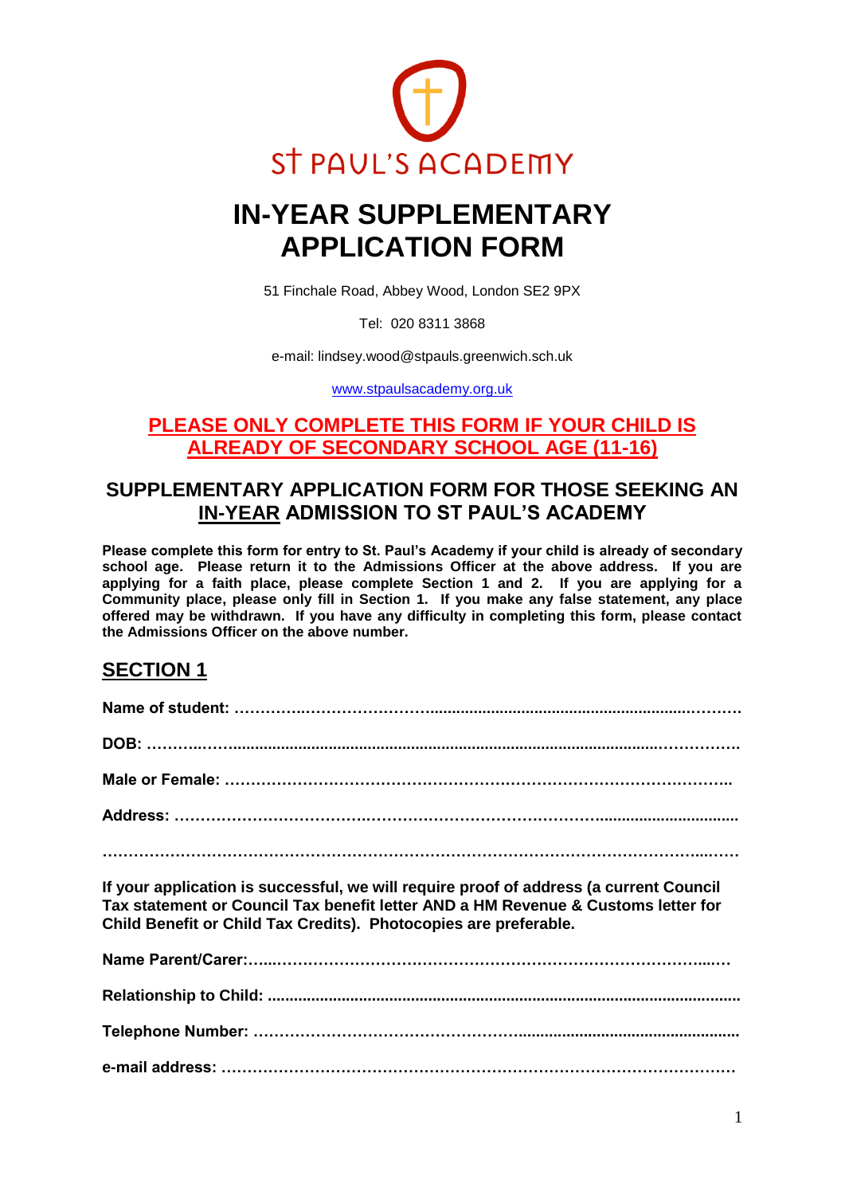St PAUL'S ACADEMY

# IN-YEAR SUPPLEMENTARY APPLICATION FORM

51 Finchale Road, Abbey Wood, London SE2 9PX

Tel: 020 8311 3868

e-mail: lindsey.wood@stpauls.greenwich.sch.uk

www.stpaulsacademy.org.uk

**PLEASE ONLY COMPLETE THIS FORM IF YOUR CHILD IS ALREADY OF SECONDARY SCHOOL AGE (11-16)**

## SUPPLEMENTARY APPLICATION FORM FOR THOSE SEEKING AN IN-YEAR ADMISSION TO ST PAUL'S ACADEMY

**Please complete this form for entry to St. Paul's Academy if your child is already of secondary school age. Please return it to the Admissions Officer at the above address. If you are applying for a faith place, please complete Section 1 and 2. If you are applying for a Community place, please only fill in Section 1. If you make any false statement, any place offered may be withdrawn. If you have any difficulty in completing this form, please contact the Admissions Officer on the above number.**

## SECTION 1

**Name of student:** …………………………………………………………………………………

**DOB:** ………………………………………………………………………………………………

**Male or Female:** …………………………………………………………………………………

**Address:** ……………………………………………………………………………………………

……………………………………………………………………………………………………………

**If your application is successful, we will require proof of address (a current Council Tax statement or Council Tax benefit letter AND a HM Revenue & Customs letter for Child Benefit or Child Tax Credits). Photocopies are preferable.**

**Name Parent/Carer:**……………………………………………………………………………

**Relationship to Child:** …………………………………………………………………………

**Telephone Number:** ……………………………………………………………………………

**e-mail address:** …………………………………………………………………………………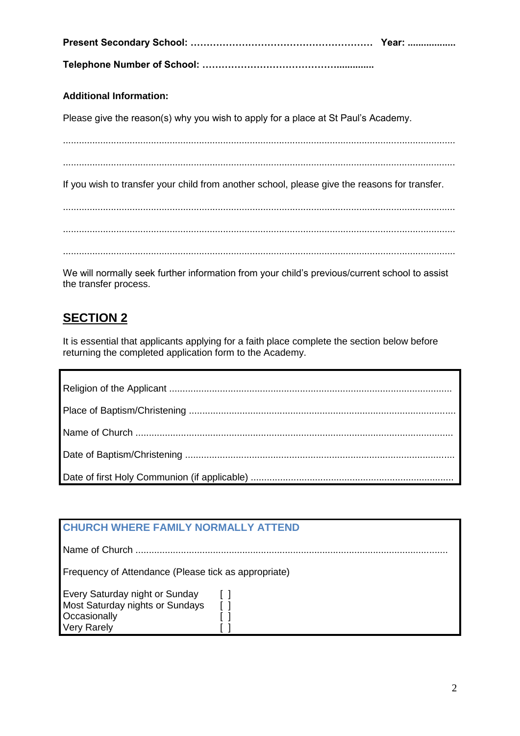**Present Secondary School: …………………………………………………  Year: ..................**

**Telephone Number of School: ……………………………………..............**

**Additional Information:**

Please give the reason(s) why you wish to apply for a place at St Paul's Academy.

..................................................................................................................................................

..................................................................................................................................................

If you wish to transfer your child from another school, please give the reasons for transfer.

..................................................................................................................................................

..................................................................................................................................................

..................................................................................................................................................

We will normally seek further information from your child's previous/current school to assist the transfer process.

## SECTION 2

It is essential that applicants applying for a faith place complete the section below before returning the completed application form to the Academy.

Religion of the Applicant ........................................................................................................

Place of Baptism/Christening ...................................................................................................

Name of Church .....................................................................................................................

Date of Baptism/Christening ....................................................................................................

Date of first Holy Communion (if applicable) ...........................................................................

**CHURCH WHERE FAMILY NORMALLY ATTEND**

Name of Church ....................................................................................................................

Frequency of Attendance (Please tick as appropriate)

Every Saturday night or Sunday [ ]
Most Saturday nights or Sundays [ ]
Occasionally [ ]
Very Rarely [ ]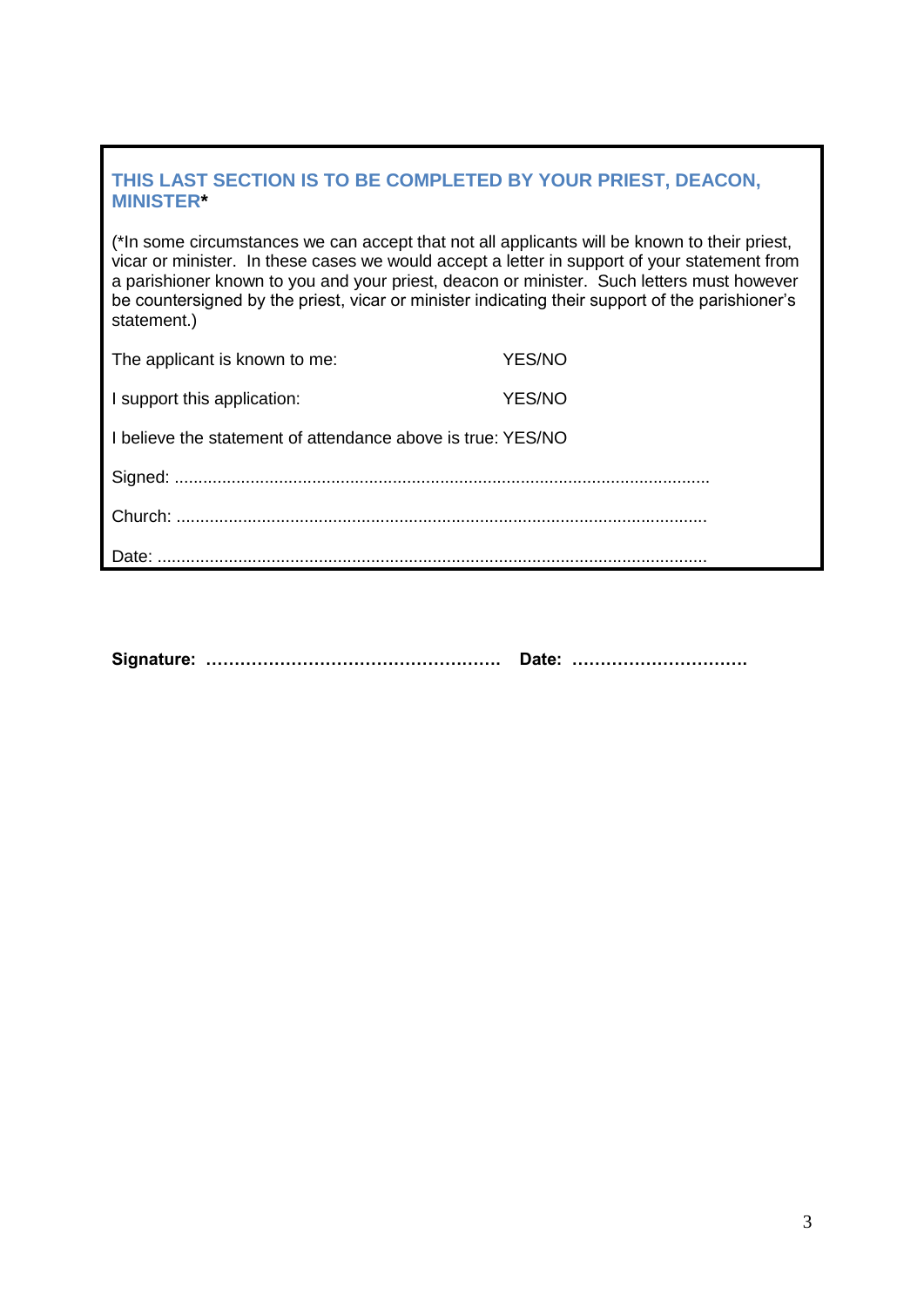## THIS LAST SECTION IS TO BE COMPLETED BY YOUR PRIEST, DEACON, MINISTER*

(*In some circumstances we can accept that not all applicants will be known to their priest, vicar or minister. In these cases we would accept a letter in support of your statement from a parishioner known to you and your priest, deacon or minister. Such letters must however be countersigned by the priest, vicar or minister indicating their support of the parishioner's statement.)

The applicant is known to me: YES/NO

I support this application: YES/NO

I believe the statement of attendance above is true: YES/NO

Signed: ..................................................................................................................

Church: ...............................................................................................................

Date: ...................................................................................................................

**Signature: ……………………………………………  Date: …………………………**